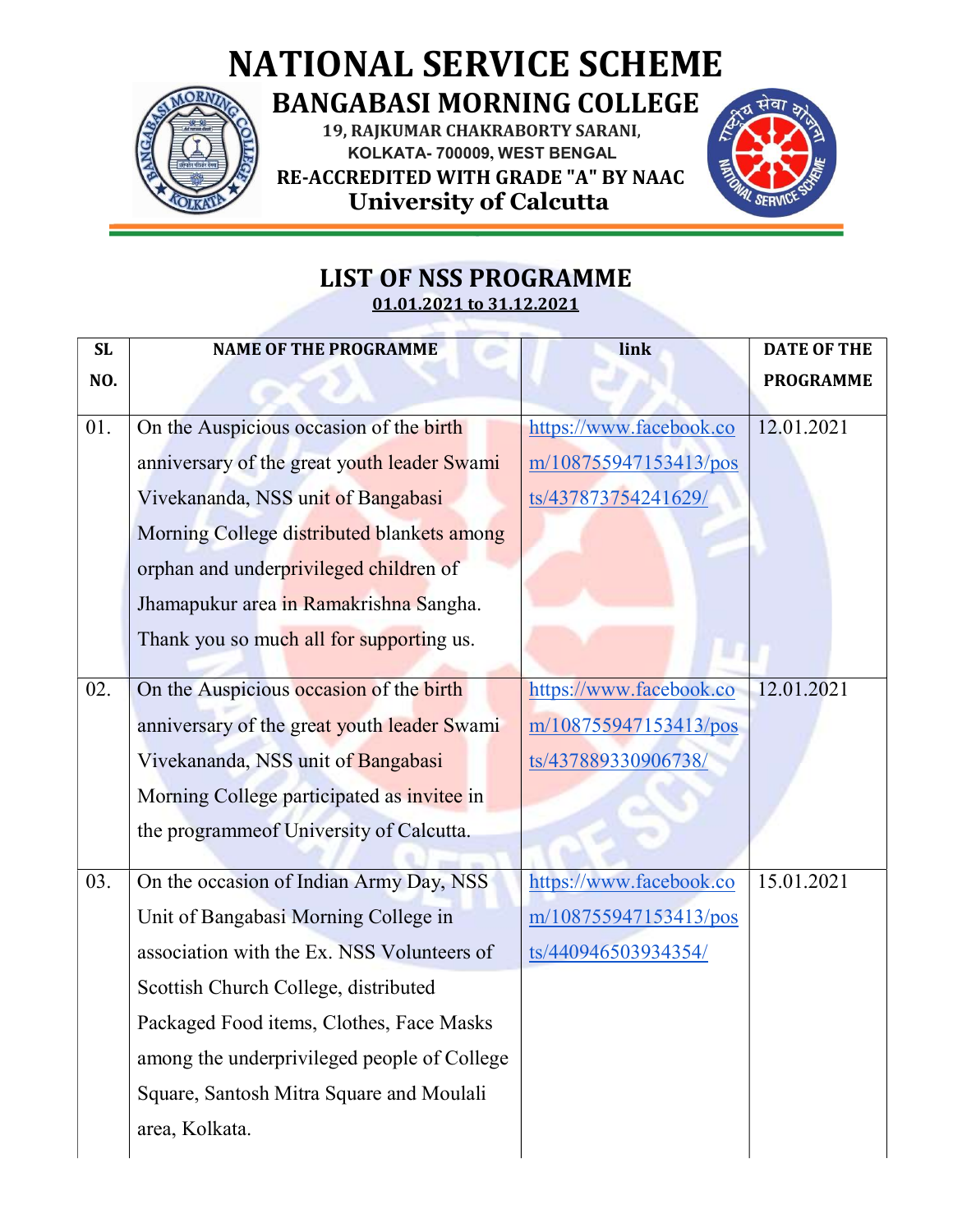# NATIONAL SERVICE SCHEME

## BANGABASI MORNING COLLEGE

**19, RAJKUMAR CHAKRABORTY SARANI,**
**KOLKATA- 700009, WEST BENGAL**
**RE-ACCREDITED WITH GRADE "A" BY NAAC**
**University of Calcutta**

## LIST OF NSS PROGRAMME

**01.01.2021 to 31.12.2021**

| SL NO. | NAME OF THE PROGRAMME | link | DATE OF THE PROGRAMME |
|---|---|---|---|
| 01. | On the Auspicious occasion of the birth anniversary of the great youth leader Swami Vivekananda, NSS unit of Bangabasi Morning College distributed blankets among orphan and underprivileged children of Jhamapukur area in Ramakrishna Sangha. Thank you so much all for supporting us. | https://www.facebook.com/108755947153413/posts/437873754241629/ | 12.01.2021 |
| 02. | On the Auspicious occasion of the birth anniversary of the great youth leader Swami Vivekananda, NSS unit of Bangabasi Morning College participated as invitee in the programmeof University of Calcutta. | https://www.facebook.com/108755947153413/posts/437889330906738/ | 12.01.2021 |
| 03. | On the occasion of Indian Army Day, NSS Unit of Bangabasi Morning College in association with the Ex. NSS Volunteers of Scottish Church College, distributed Packaged Food items, Clothes, Face Masks among the underprivileged people of College Square, Santosh Mitra Square and Moulali area, Kolkata. | https://www.facebook.com/108755947153413/posts/440946503934354/ | 15.01.2021 |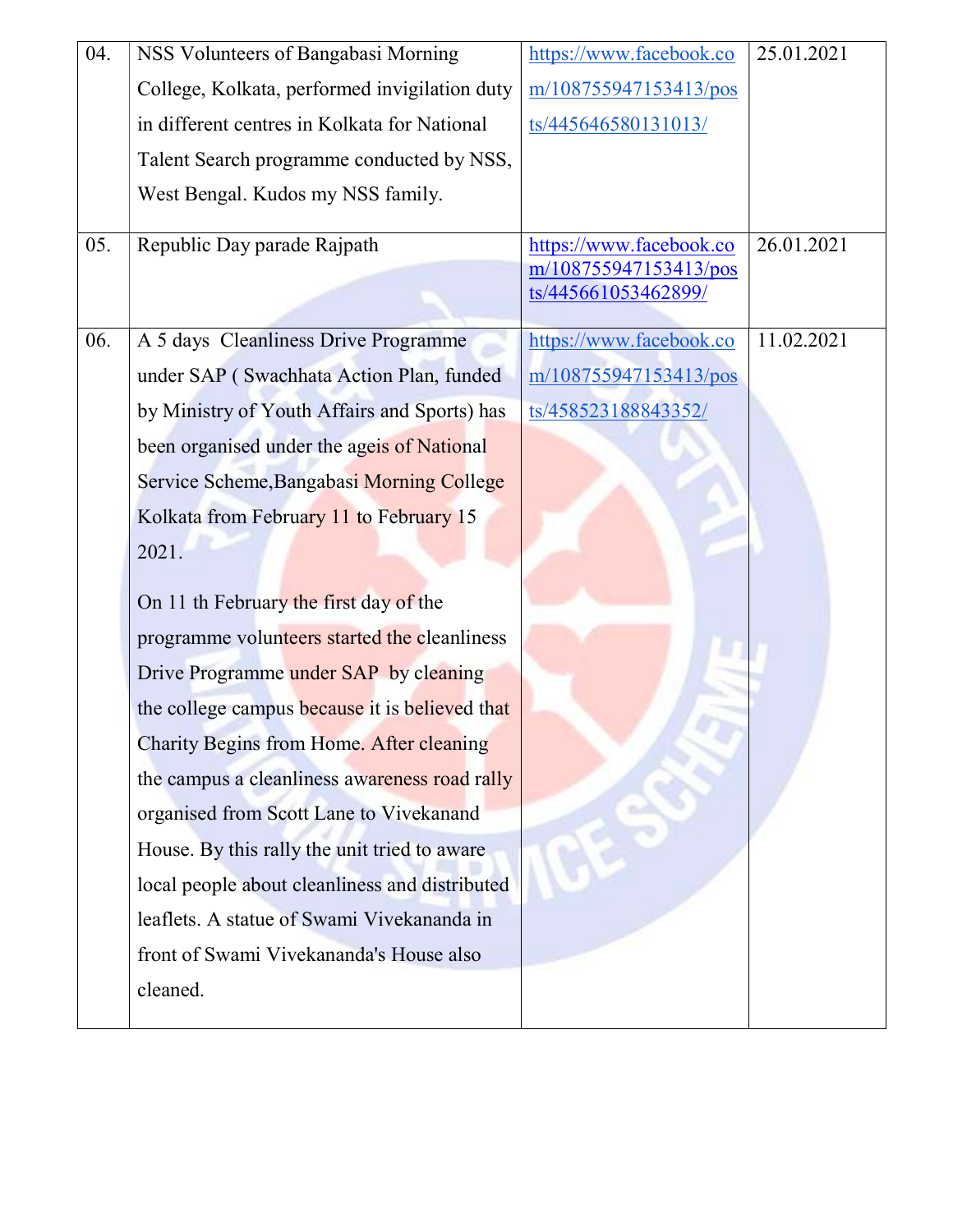| | | | |
|---|---|---|---|
| 04. | NSS Volunteers of Bangabasi Morning College, Kolkata, performed invigilation duty in different centres in Kolkata for National Talent Search programme conducted by NSS, West Bengal. Kudos my NSS family. | https://www.facebook.com/108755947153413/posts/445646580131013/ | 25.01.2021 |
| 05. | Republic Day parade Rajpath | https://www.facebook.com/108755947153413/posts/445661053462899/ | 26.01.2021 |
| 06. | A 5 days Cleanliness Drive Programme under SAP ( Swachhata Action Plan, funded by Ministry of Youth Affairs and Sports) has been organised under the ageis of National Service Scheme,Bangabasi Morning College Kolkata from February 11 to February 15 2021.<br><br>On 11 th February the first day of the programme volunteers started the cleanliness Drive Programme under SAP by cleaning the college campus because it is believed that Charity Begins from Home. After cleaning the campus a cleanliness awareness road rally organised from Scott Lane to Vivekanand House. By this rally the unit tried to aware local people about cleanliness and distributed leaflets. A statue of Swami Vivekananda in front of Swami Vivekananda's House also cleaned. | https://www.facebook.com/108755947153413/posts/458523188843352/ | 11.02.2021 |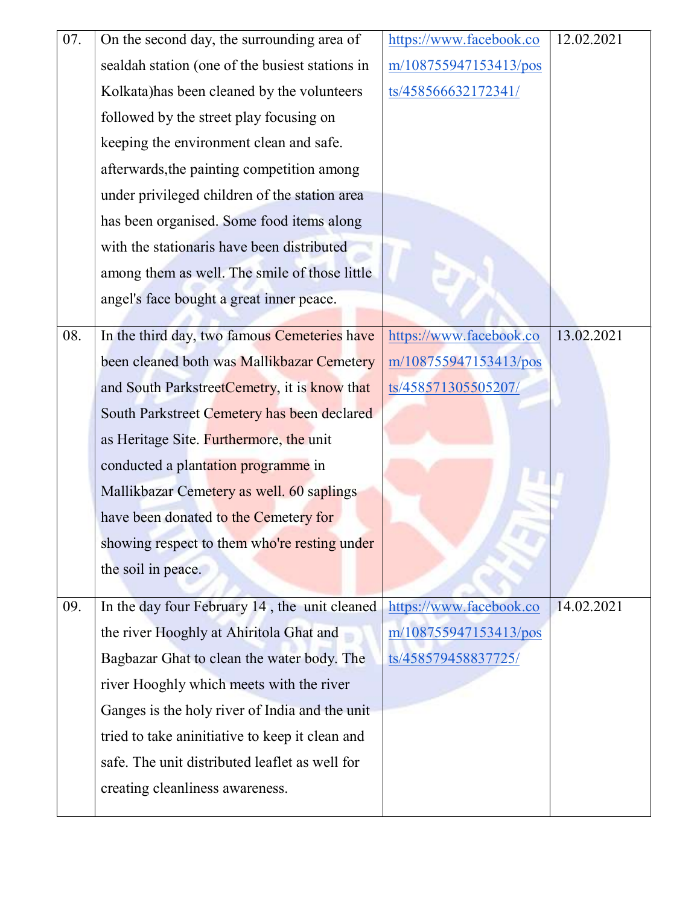| 07. | On the second day, the surrounding area of sealdah station (one of the busiest stations in Kolkata)has been cleaned by the volunteers followed by the street play focusing on keeping the environment clean and safe. afterwards,the painting competition among under privileged children of the station area has been organised. Some food items along with the stationaris have been distributed among them as well. The smile of those little angel's face bought a great inner peace. | https://www.facebook.com/108755947153413/posts/458566632172341/ | 12.02.2021 |
|---|---|---|---|
| 08. | In the third day, two famous Cemeteries have been cleaned both was Mallikbazar Cemetery and South ParkstreetCemetry, it is know that South Parkstreet Cemetery has been declared as Heritage Site. Furthermore, the unit conducted a plantation programme in Mallikbazar Cemetery as well. 60 saplings have been donated to the Cemetery for showing respect to them who're resting under the soil in peace. | https://www.facebook.com/108755947153413/posts/458571305505207/ | 13.02.2021 |
| 09. | In the day four February 14 , the unit cleaned the river Hooghly at Ahiritola Ghat and Bagbazar Ghat to clean the water body. The river Hooghly which meets with the river Ganges is the holy river of India and the unit tried to take aninitiative to keep it clean and safe. The unit distributed leaflet as well for creating cleanliness awareness. | https://www.facebook.com/108755947153413/posts/458579458837725/ | 14.02.2021 |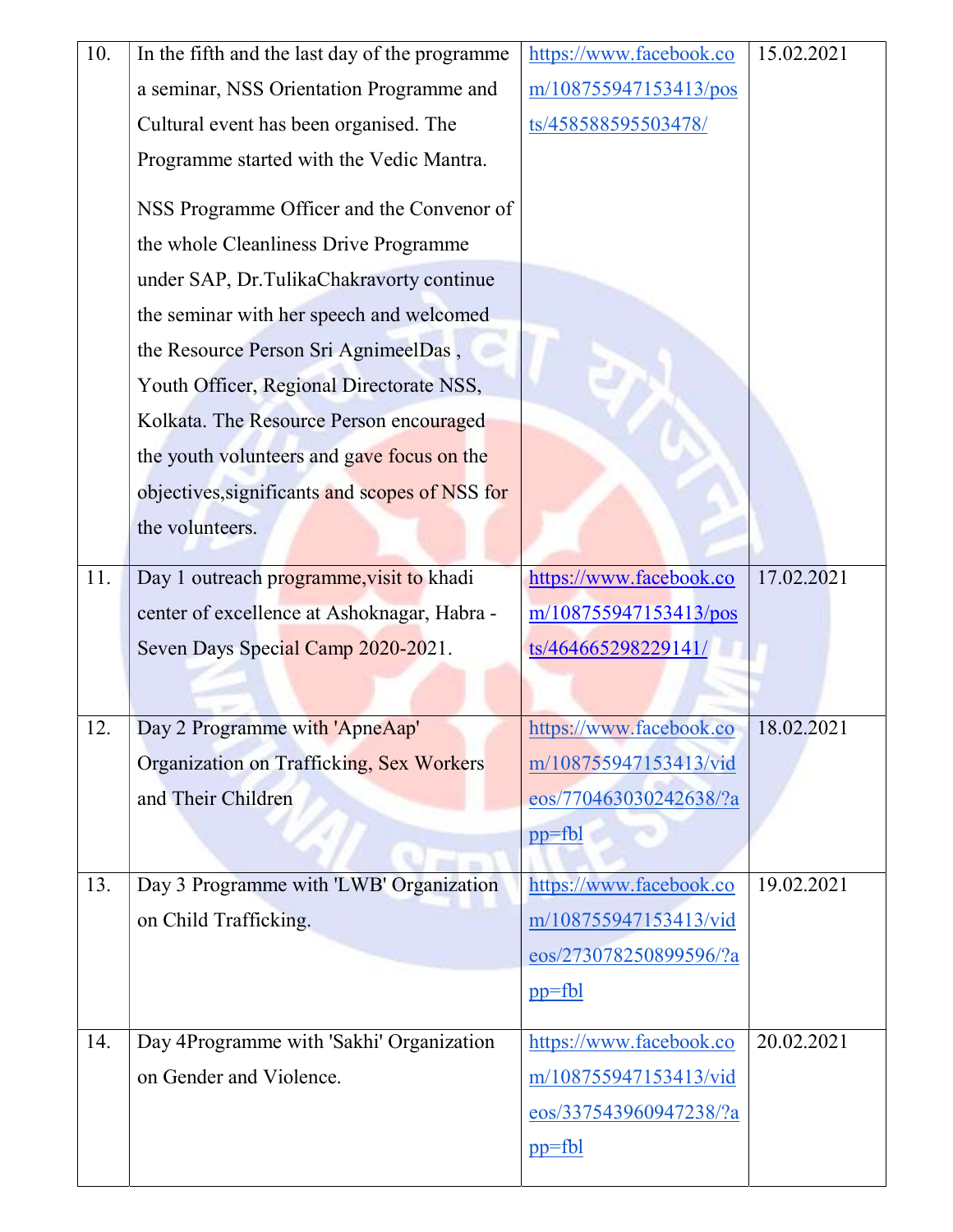| 10. | In the fifth and the last day of the programme a seminar, NSS Orientation Programme and Cultural event has been organised. The Programme started with the Vedic Mantra.<br><br>NSS Programme Officer and the Convenor of the whole Cleanliness Drive Programme under SAP, Dr.TulikaChakravorty continue the seminar with her speech and welcomed the Resource Person Sri AgnimeelDas , Youth Officer, Regional Directorate NSS, Kolkata. The Resource Person encouraged the youth volunteers and gave focus on the objectives,significants and scopes of NSS for the volunteers. | https://www.facebook.com/108755947153413/posts/458588595503478/ | 15.02.2021 |
|---|---|---|---|
| 11. | Day 1 outreach programme,visit to khadi center of excellence at Ashoknagar, Habra - Seven Days Special Camp 2020-2021. | https://www.facebook.com/108755947153413/posts/464665298229141/ | 17.02.2021 |
| 12. | Day 2 Programme with 'ApneAap' Organization on Trafficking, Sex Workers and Their Children | https://www.facebook.com/108755947153413/videos/770463030242638/?app=fbl | 18.02.2021 |
| 13. | Day 3 Programme with 'LWB' Organization on Child Trafficking. | https://www.facebook.com/108755947153413/videos/273078250899596/?app=fbl | 19.02.2021 |
| 14. | Day 4Programme with 'Sakhi' Organization on Gender and Violence. | https://www.facebook.com/108755947153413/videos/337543960947238/?app=fbl | 20.02.2021 |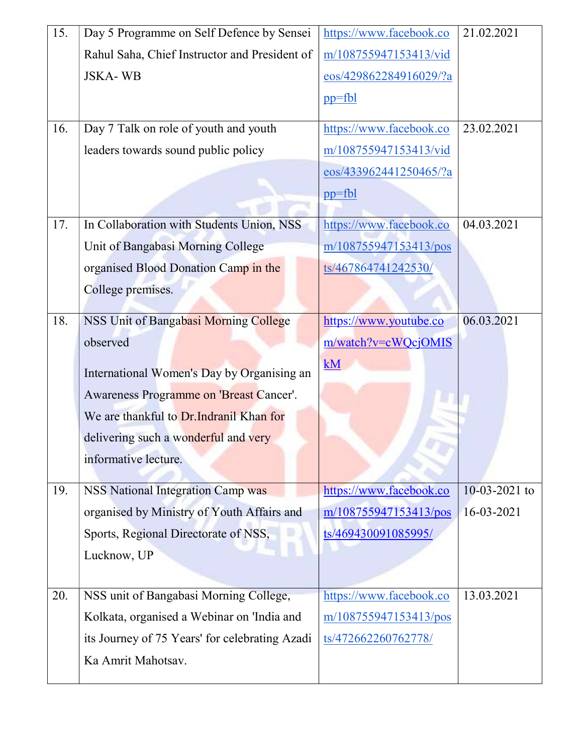| 15. | Day 5 Programme on Self Defence by Sensei Rahul Saha, Chief Instructor and President of JSKA- WB | https://www.facebook.com/108755947153413/videos/429862284916029/?app=fbl | 21.02.2021 |
|---|---|---|---|
| 16. | Day 7 Talk on role of youth and youth leaders towards sound public policy | https://www.facebook.com/108755947153413/videos/433962441250465/?app=fbl | 23.02.2021 |
| 17. | In Collaboration with Students Union, NSS Unit of Bangabasi Morning College organised Blood Donation Camp in the College premises. | https://www.facebook.com/108755947153413/posts/467864741242530/ | 04.03.2021 |
| 18. | NSS Unit of Bangabasi Morning College observed International Women's Day by Organising an Awareness Programme on 'Breast Cancer'. We are thankful to Dr.Indranil Khan for delivering such a wonderful and very informative lecture. | https://www.youtube.com/watch?v=cWQcjOMISkM | 06.03.2021 |
| 19. | NSS National Integration Camp was organised by Ministry of Youth Affairs and Sports, Regional Directorate of NSS, Lucknow, UP | https://www.facebook.com/108755947153413/posts/469430091085995/ | 10-03-2021 to 16-03-2021 |
| 20. | NSS unit of Bangabasi Morning College, Kolkata, organised a Webinar on 'India and its Journey of 75 Years' for celebrating Azadi Ka Amrit Mahotsav. | https://www.facebook.com/108755947153413/posts/472662260762778/ | 13.03.2021 |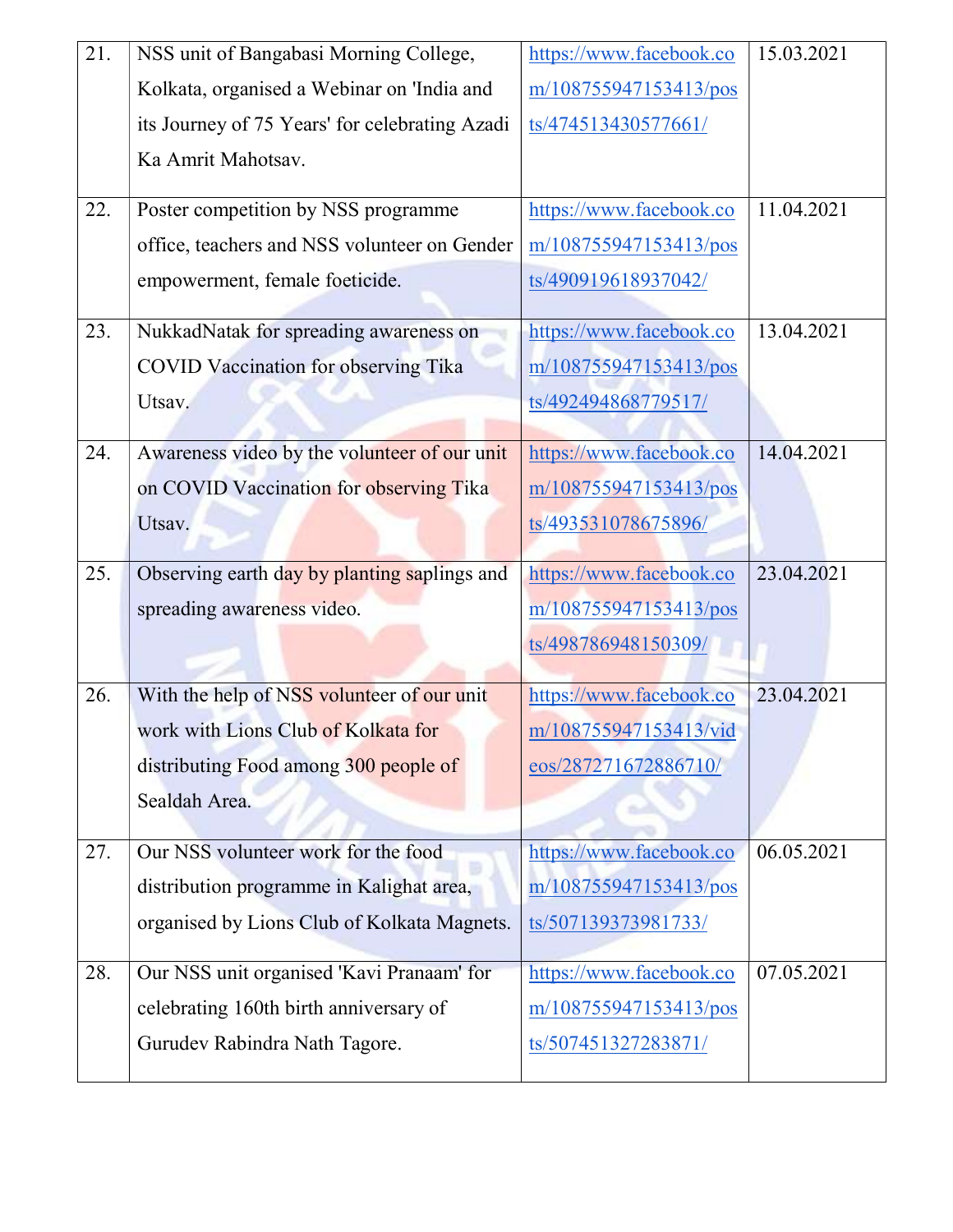| | | | |
|---|---|---|---|
| 21. | NSS unit of Bangabasi Morning College, Kolkata, organised a Webinar on 'India and its Journey of 75 Years' for celebrating Azadi Ka Amrit Mahotsav. | https://www.facebook.com/108755947153413/posts/474513430577661/ | 15.03.2021 |
| 22. | Poster competition by NSS programme office, teachers and NSS volunteer on Gender empowerment, female foeticide. | https://www.facebook.com/108755947153413/posts/490919618937042/ | 11.04.2021 |
| 23. | NukkadNatak for spreading awareness on COVID Vaccination for observing Tika Utsav. | https://www.facebook.com/108755947153413/posts/492494868779517/ | 13.04.2021 |
| 24. | Awareness video by the volunteer of our unit on COVID Vaccination for observing Tika Utsav. | https://www.facebook.com/108755947153413/posts/493531078675896/ | 14.04.2021 |
| 25. | Observing earth day by planting saplings and spreading awareness video. | https://www.facebook.com/108755947153413/posts/498786948150309/ | 23.04.2021 |
| 26. | With the help of NSS volunteer of our unit work with Lions Club of Kolkata for distributing Food among 300 people of Sealdah Area. | https://www.facebook.com/108755947153413/videos/287271672886710/ | 23.04.2021 |
| 27. | Our NSS volunteer work for the food distribution programme in Kalighat area, organised by Lions Club of Kolkata Magnets. | https://www.facebook.com/108755947153413/posts/507139373981733/ | 06.05.2021 |
| 28. | Our NSS unit organised 'Kavi Pranaam' for celebrating 160th birth anniversary of Gurudev Rabindra Nath Tagore. | https://www.facebook.com/108755947153413/posts/507451327283871/ | 07.05.2021 |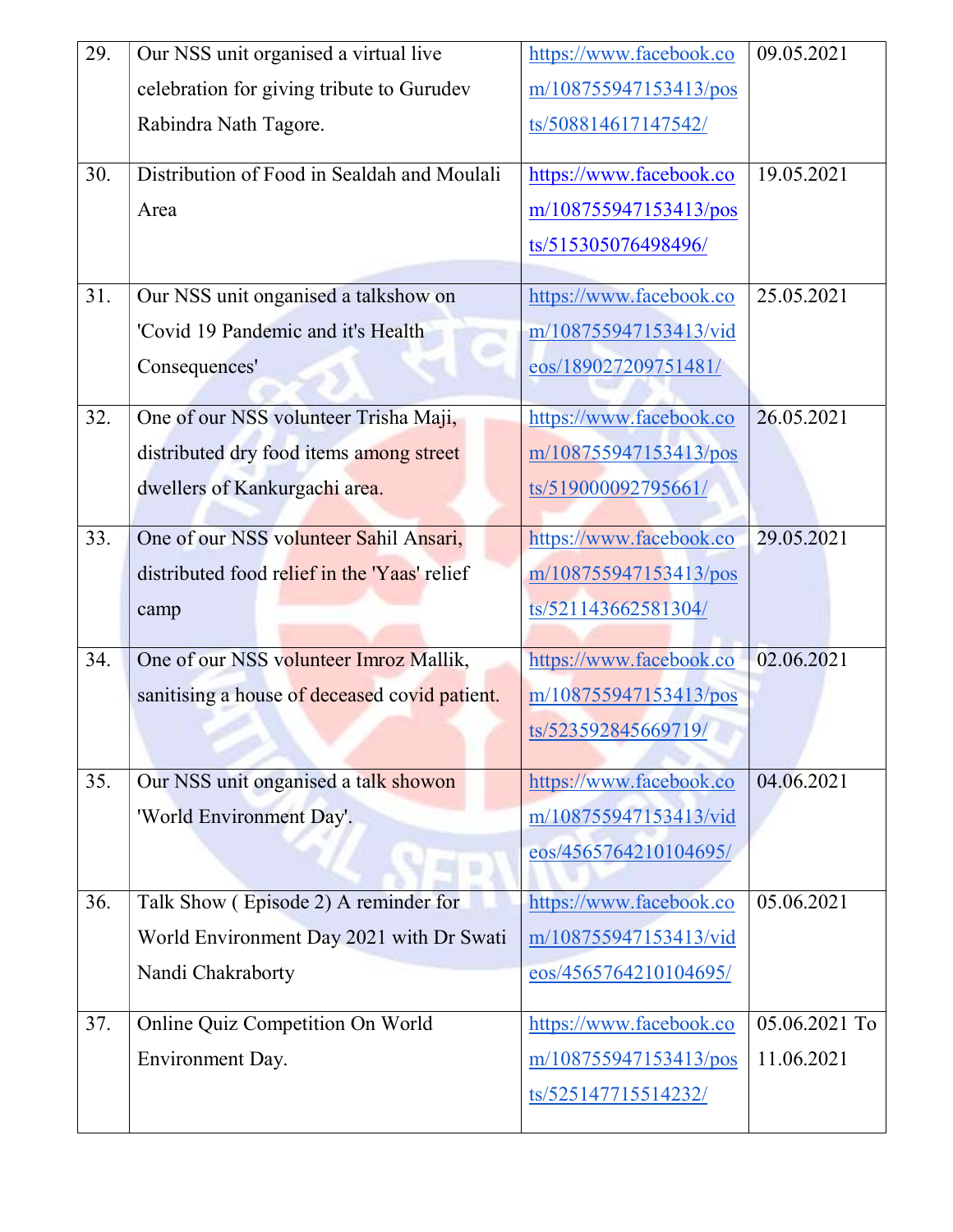| 29. | Our NSS unit organised a virtual live celebration for giving tribute to Gurudev Rabindra Nath Tagore. | https://www.facebook.com/108755947153413/posts/508814617147542/ | 09.05.2021 |
|---|---|---|---|
| 30. | Distribution of Food in Sealdah and Moulali Area | https://www.facebook.com/108755947153413/posts/515305076498496/ | 19.05.2021 |
| 31. | Our NSS unit organised a talkshow on 'Covid 19 Pandemic and it's Health Consequences' | https://www.facebook.com/108755947153413/videos/189027209751481/ | 25.05.2021 |
| 32. | One of our NSS volunteer Trisha Maji, distributed dry food items among street dwellers of Kankurgachi area. | https://www.facebook.com/108755947153413/posts/519000092795661/ | 26.05.2021 |
| 33. | One of our NSS volunteer Sahil Ansari, distributed food relief in the 'Yaas' relief camp | https://www.facebook.com/108755947153413/posts/521143662581304/ | 29.05.2021 |
| 34. | One of our NSS volunteer Imroz Mallik, sanitising a house of deceased covid patient. | https://www.facebook.com/108755947153413/posts/523592845669719/ | 02.06.2021 |
| 35. | Our NSS unit organised a talk showon 'World Environment Day'. | https://www.facebook.com/108755947153413/videos/4565764210104695/ | 04.06.2021 |
| 36. | Talk Show ( Episode 2) A reminder for World Environment Day 2021 with Dr Swati Nandi Chakraborty | https://www.facebook.com/108755947153413/videos/4565764210104695/ | 05.06.2021 |
| 37. | Online Quiz Competition On World Environment Day. | https://www.facebook.com/108755947153413/posts/525147715514232/ | 05.06.2021 To 11.06.2021 |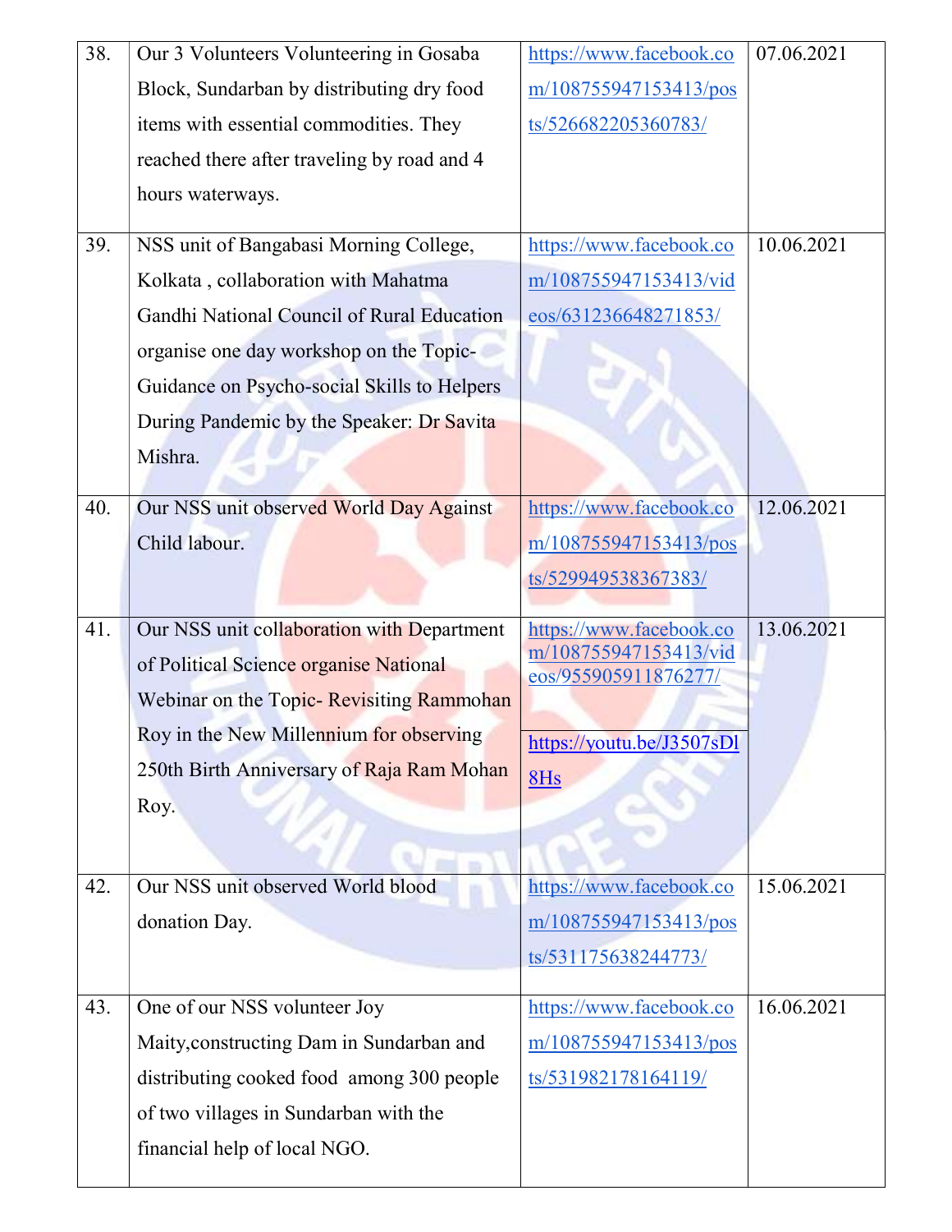| | | | |
|---|---|---|---|
| 38. | Our 3 Volunteers Volunteering in Gosaba Block, Sundarban by distributing dry food items with essential commodities. They reached there after traveling by road and 4 hours waterways. | https://www.facebook.com/108755947153413/posts/526682205360783/ | 07.06.2021 |
| 39. | NSS unit of Bangabasi Morning College, Kolkata , collaboration with Mahatma Gandhi National Council of Rural Education organise one day workshop on the Topic- Guidance on Psycho-social Skills to Helpers During Pandemic by the Speaker: Dr Savita Mishra. | https://www.facebook.com/108755947153413/videos/631236648271853/ | 10.06.2021 |
| 40. | Our NSS unit observed World Day Against Child labour. | https://www.facebook.com/108755947153413/posts/529949538367383/ | 12.06.2021 |
| 41. | Our NSS unit collaboration with Department of Political Science organise National Webinar on the Topic- Revisiting Rammohan Roy in the New Millennium for observing 250th Birth Anniversary of Raja Ram Mohan Roy. | https://www.facebook.com/108755947153413/videos/955905911876277/ https://youtu.be/J3507sDl8Hs | 13.06.2021 |
| 42. | Our NSS unit observed World blood donation Day. | https://www.facebook.com/108755947153413/posts/531175638244773/ | 15.06.2021 |
| 43. | One of our NSS volunteer Joy Maity,constructing Dam in Sundarban and distributing cooked food among 300 people of two villages in Sundarban with the financial help of local NGO. | https://www.facebook.com/108755947153413/posts/531982178164119/ | 16.06.2021 |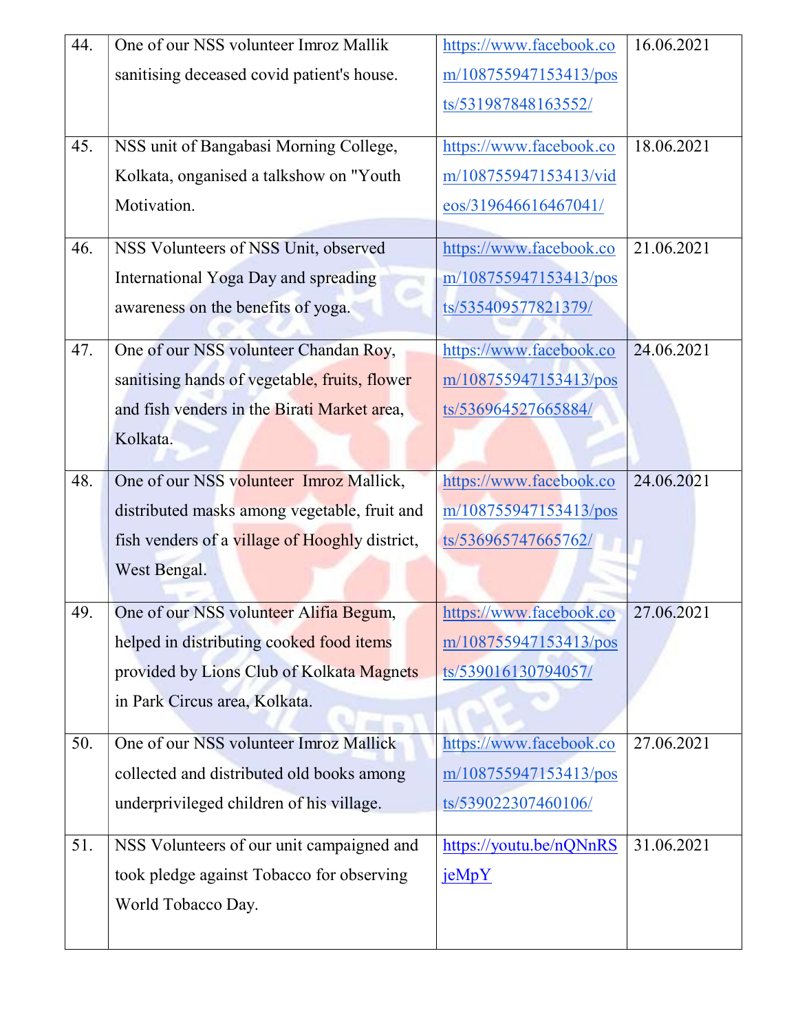| 44. | One of our NSS volunteer Imroz Mallik sanitising deceased covid patient's house. | https://www.facebook.com/108755947153413/posts/531987848163552/ | 16.06.2021 |
|---|---|---|---|
| 45. | NSS unit of Bangabasi Morning College, Kolkata, onganised a talkshow on "Youth Motivation. | https://www.facebook.com/108755947153413/videos/319646616467041/ | 18.06.2021 |
| 46. | NSS Volunteers of NSS Unit, observed International Yoga Day and spreading awareness on the benefits of yoga. | https://www.facebook.com/108755947153413/posts/535409577821379/ | 21.06.2021 |
| 47. | One of our NSS volunteer Chandan Roy, sanitising hands of vegetable, fruits, flower and fish venders in the Birati Market area, Kolkata. | https://www.facebook.com/108755947153413/posts/536964527665884/ | 24.06.2021 |
| 48. | One of our NSS volunteer Imroz Mallick, distributed masks among vegetable, fruit and fish venders of a village of Hooghly district, West Bengal. | https://www.facebook.com/108755947153413/posts/536965747665762/ | 24.06.2021 |
| 49. | One of our NSS volunteer Alifia Begum, helped in distributing cooked food items provided by Lions Club of Kolkata Magnets in Park Circus area, Kolkata. | https://www.facebook.com/108755947153413/posts/539016130794057/ | 27.06.2021 |
| 50. | One of our NSS volunteer Imroz Mallick collected and distributed old books among underprivileged children of his village. | https://www.facebook.com/108755947153413/posts/539022307460106/ | 27.06.2021 |
| 51. | NSS Volunteers of our unit campaigned and took pledge against Tobacco for observing World Tobacco Day. | https://youtu.be/nQNnRSjeMpY | 31.06.2021 |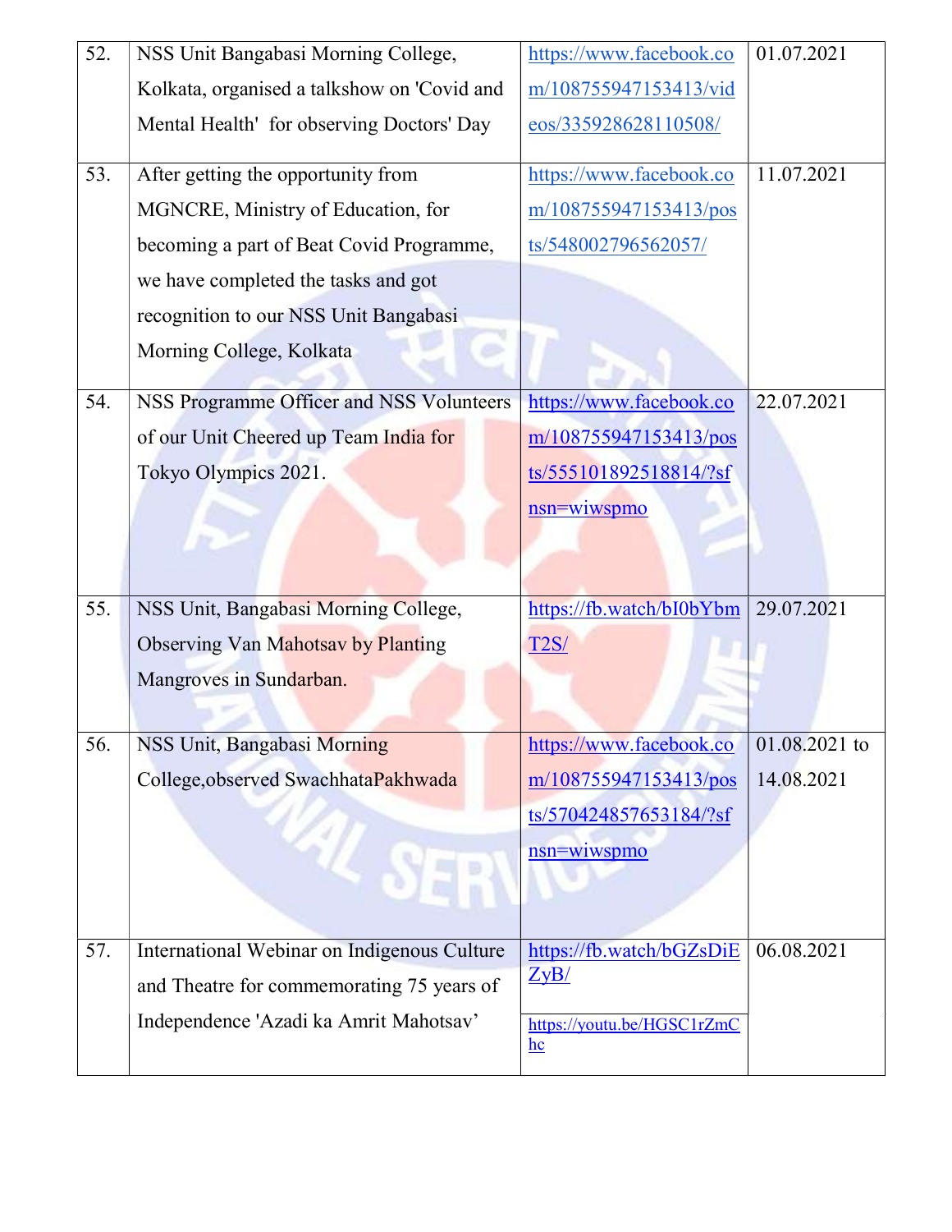| 52. | NSS Unit Bangabasi Morning College, Kolkata, organised a talkshow on 'Covid and Mental Health' for observing Doctors' Day | https://www.facebook.com/108755947153413/videos/335928628110508/ | 01.07.2021 |
|---|---|---|---|
| 53. | After getting the opportunity from MGNCRE, Ministry of Education, for becoming a part of Beat Covid Programme, we have completed the tasks and got recognition to our NSS Unit Bangabasi Morning College, Kolkata | https://www.facebook.com/108755947153413/posts/548002796562057/ | 11.07.2021 |
| 54. | NSS Programme Officer and NSS Volunteers of our Unit Cheered up Team India for Tokyo Olympics 2021. | https://www.facebook.com/108755947153413/posts/555101892518814/?sfnsn=wiwspmo | 22.07.2021 |
| 55. | NSS Unit, Bangabasi Morning College, Observing Van Mahotsav by Planting Mangroves in Sundarban. | https://fb.watch/bI0bYbmT2S/ | 29.07.2021 |
| 56. | NSS Unit, Bangabasi Morning College,observed SwachhataPakhwada | https://www.facebook.com/108755947153413/posts/570424857653184/?sfnsn=wiwspmo | 01.08.2021 to 14.08.2021 |
| 57. | International Webinar on Indigenous Culture and Theatre for commemorating 75 years of Independence 'Azadi ka Amrit Mahotsav' | https://fb.watch/bGZsDiEZyB/ <br> https://youtu.be/HGSC1rZmChc | 06.08.2021 |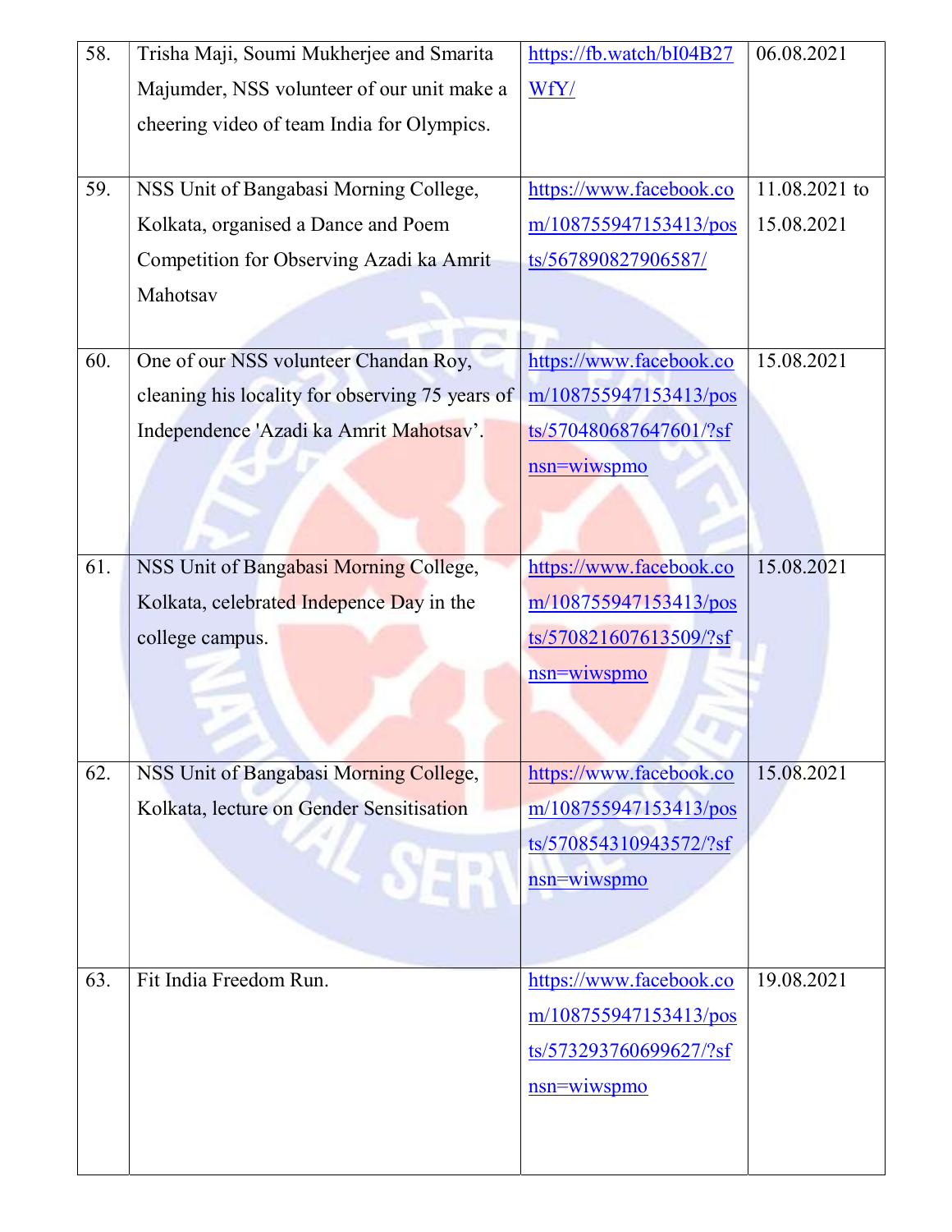| 58. | Trisha Maji, Soumi Mukherjee and Smarita Majumder, NSS volunteer of our unit make a cheering video of team India for Olympics. | https://fb.watch/bI04B27WfY/ | 06.08.2021 |
|---|---|---|---|
| 59. | NSS Unit of Bangabasi Morning College, Kolkata, organised a Dance and Poem Competition for Observing Azadi ka Amrit Mahotsav | https://www.facebook.com/108755947153413/posts/567890827906587/ | 11.08.2021 to 15.08.2021 |
| 60. | One of our NSS volunteer Chandan Roy, cleaning his locality for observing 75 years of Independence 'Azadi ka Amrit Mahotsav'. | https://www.facebook.com/108755947153413/posts/570480687647601/?sfnsn=wiwspmo | 15.08.2021 |
| 61. | NSS Unit of Bangabasi Morning College, Kolkata, celebrated Indepence Day in the college campus. | https://www.facebook.com/108755947153413/posts/570821607613509/?sfnsn=wiwspmo | 15.08.2021 |
| 62. | NSS Unit of Bangabasi Morning College, Kolkata, lecture on Gender Sensitisation | https://www.facebook.com/108755947153413/posts/570854310943572/?sfnsn=wiwspmo | 15.08.2021 |
| 63. | Fit India Freedom Run. | https://www.facebook.com/108755947153413/posts/573293760699627/?sfnsn=wiwspmo | 19.08.2021 |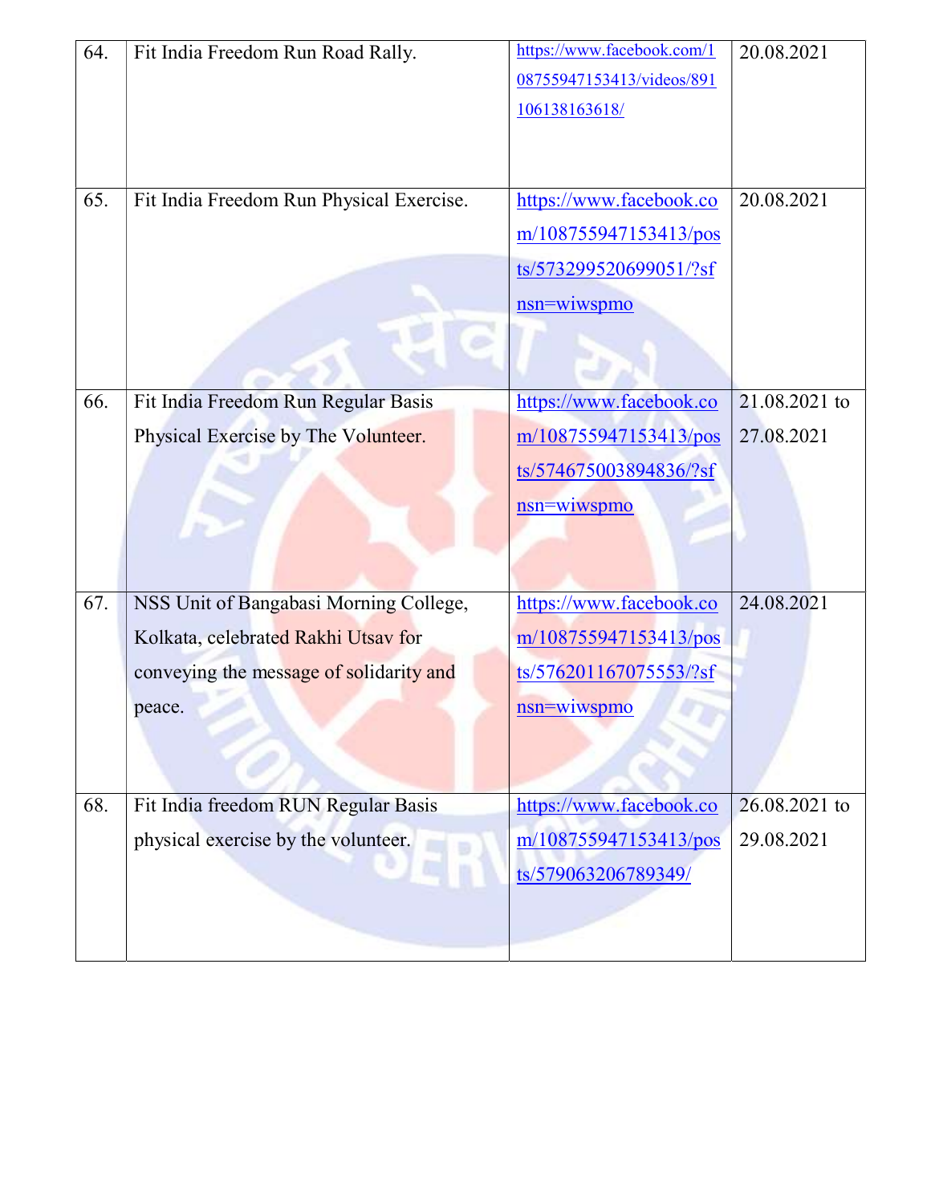| 64. | Fit India Freedom Run Road Rally. | https://www.facebook.com/108755947153413/videos/891106138163618/ | 20.08.2021 |
|---|---|---|---|
| 65. | Fit India Freedom Run Physical Exercise. | https://www.facebook.com/108755947153413/posts/573299520699051/?sfnsn=wiwspmo | 20.08.2021 |
| 66. | Fit India Freedom Run Regular Basis Physical Exercise by The Volunteer. | https://www.facebook.com/108755947153413/posts/574675003894836/?sfnsn=wiwspmo | 21.08.2021 to 27.08.2021 |
| 67. | NSS Unit of Bangabasi Morning College, Kolkata, celebrated Rakhi Utsav for conveying the message of solidarity and peace. | https://www.facebook.com/108755947153413/posts/576201167075553/?sfnsn=wiwspmo | 24.08.2021 |
| 68. | Fit India freedom RUN Regular Basis physical exercise by the volunteer. | https://www.facebook.com/108755947153413/posts/579063206789349/ | 26.08.2021 to 29.08.2021 |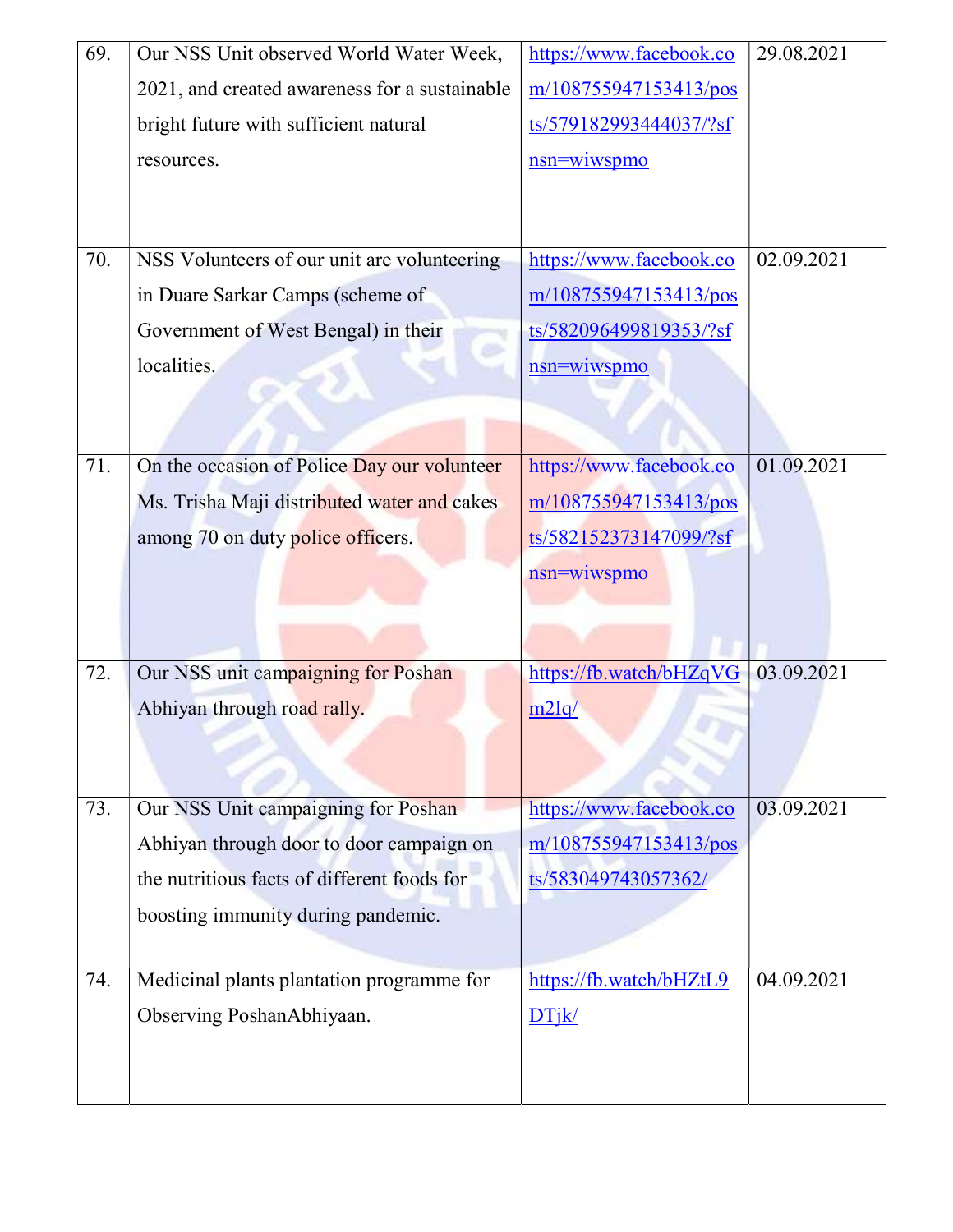| 69. | Our NSS Unit observed World Water Week, 2021, and created awareness for a sustainable bright future with sufficient natural resources. | https://www.facebook.com/108755947153413/posts/579182993444037/?sfnsn=wiwspmo | 29.08.2021 |
|---|---|---|---|
| 70. | NSS Volunteers of our unit are volunteering in Duare Sarkar Camps (scheme of Government of West Bengal) in their localities. | https://www.facebook.com/108755947153413/posts/582096499819353/?sfnsn=wiwspmo | 02.09.2021 |
| 71. | On the occasion of Police Day our volunteer Ms. Trisha Maji distributed water and cakes among 70 on duty police officers. | https://www.facebook.com/108755947153413/posts/582152373147099/?sfnsn=wiwspmo | 01.09.2021 |
| 72. | Our NSS unit campaigning for Poshan Abhiyan through road rally. | https://fb.watch/bHZqVGm2Iq/ | 03.09.2021 |
| 73. | Our NSS Unit campaigning for Poshan Abhiyan through door to door campaign on the nutritious facts of different foods for boosting immunity during pandemic. | https://www.facebook.com/108755947153413/posts/583049743057362/ | 03.09.2021 |
| 74. | Medicinal plants plantation programme for Observing PoshanAbhiyaan. | https://fb.watch/bHZtL9DTjk/ | 04.09.2021 |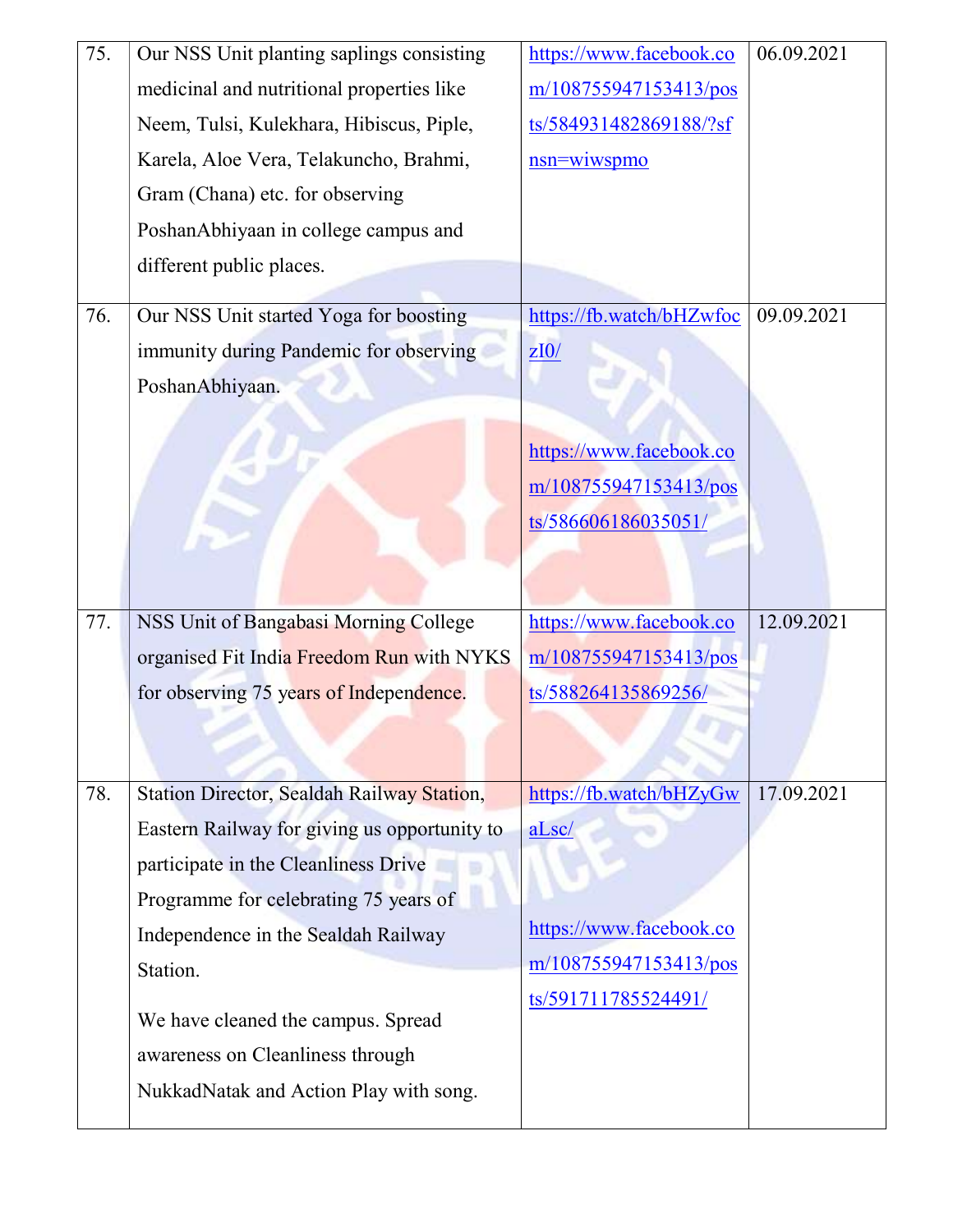| | | | |
|---|---|---|---|
| 75. | Our NSS Unit planting saplings consisting medicinal and nutritional properties like Neem, Tulsi, Kulekhara, Hibiscus, Piple, Karela, Aloe Vera, Telakuncho, Brahmi, Gram (Chana) etc. for observing PoshanAbhiyaan in college campus and different public places. | https://www.facebook.com/108755947153413/posts/584931482869188/?sfnsn=wiwspmo | 06.09.2021 |
| 76. | Our NSS Unit started Yoga for boosting immunity during Pandemic for observing PoshanAbhiyaan. | https://fb.watch/bHZwfoczI0/ <br><br> https://www.facebook.com/108755947153413/posts/586606186035051/ | 09.09.2021 |
| 77. | NSS Unit of Bangabasi Morning College organised Fit India Freedom Run with NYKS for observing 75 years of Independence. | https://www.facebook.com/108755947153413/posts/588264135869256/ | 12.09.2021 |
| 78. | Station Director, Sealdah Railway Station, Eastern Railway for giving us opportunity to participate in the Cleanliness Drive Programme for celebrating 75 years of Independence in the Sealdah Railway Station. <br><br> We have cleaned the campus. Spread awareness on Cleanliness through NukkadNatak and Action Play with song. | https://fb.watch/bHZyGwaLsc/ <br><br> https://www.facebook.com/108755947153413/posts/591711785524491/ | 17.09.2021 |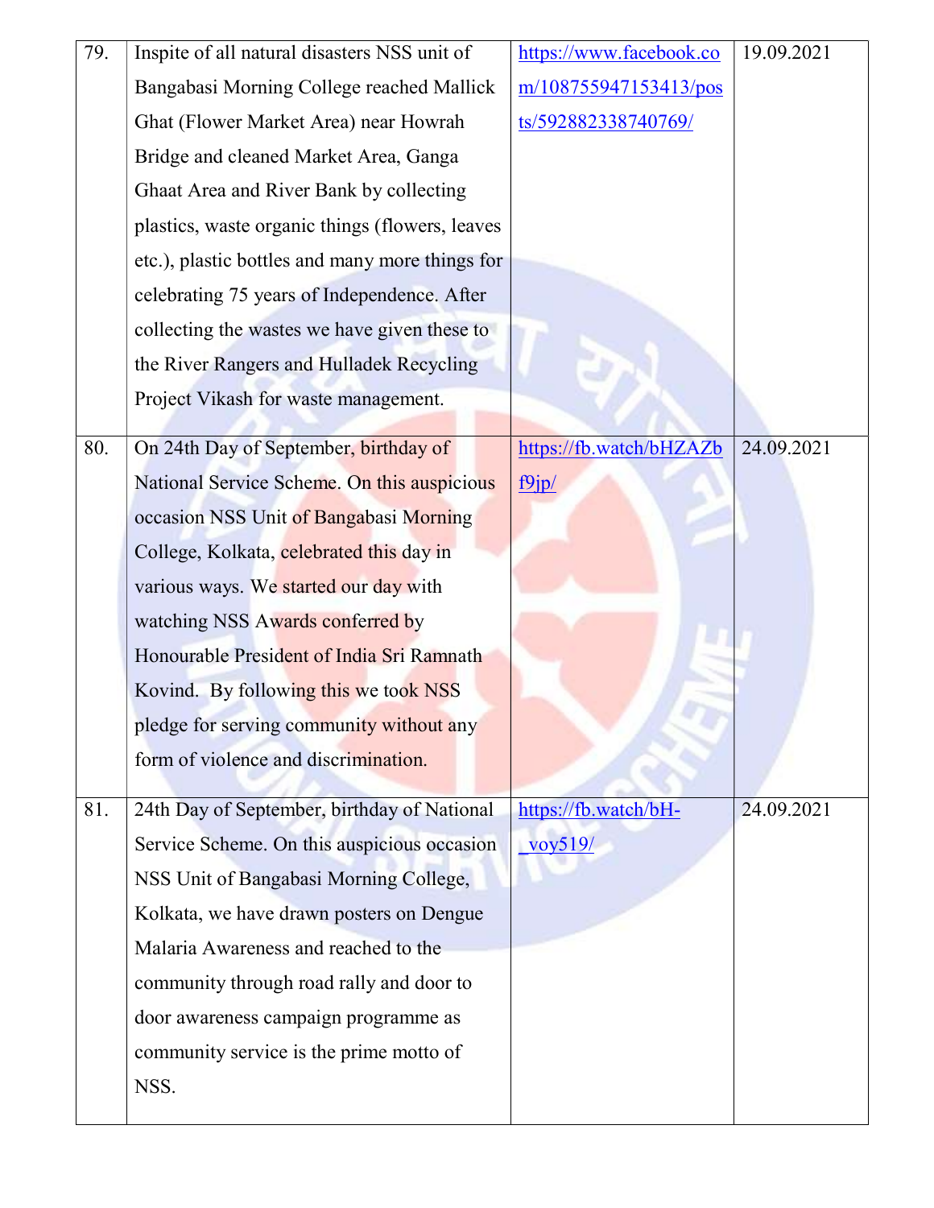| | | | |
|---|---|---|---|
| 79. | Inspite of all natural disasters NSS unit of Bangabasi Morning College reached Mallick Ghat (Flower Market Area) near Howrah Bridge and cleaned Market Area, Ganga Ghaat Area and River Bank by collecting plastics, waste organic things (flowers, leaves etc.), plastic bottles and many more things for celebrating 75 years of Independence. After collecting the wastes we have given these to the River Rangers and Hulladek Recycling Project Vikash for waste management. | https://www.facebook.com/108755947153413/posts/592882338740769/ | 19.09.2021 |
| 80. | On 24th Day of September, birthday of National Service Scheme. On this auspicious occasion NSS Unit of Bangabasi Morning College, Kolkata, celebrated this day in various ways. We started our day with watching NSS Awards conferred by Honourable President of India Sri Ramnath Kovind. By following this we took NSS pledge for serving community without any form of violence and discrimination. | https://fb.watch/bHZAZbf9jp/ | 24.09.2021 |
| 81. | 24th Day of September, birthday of National Service Scheme. On this auspicious occasion NSS Unit of Bangabasi Morning College, Kolkata, we have drawn posters on Dengue Malaria Awareness and reached to the community through road rally and door to door awareness campaign programme as community service is the prime motto of NSS. | https://fb.watch/bH-_voy519/ | 24.09.2021 |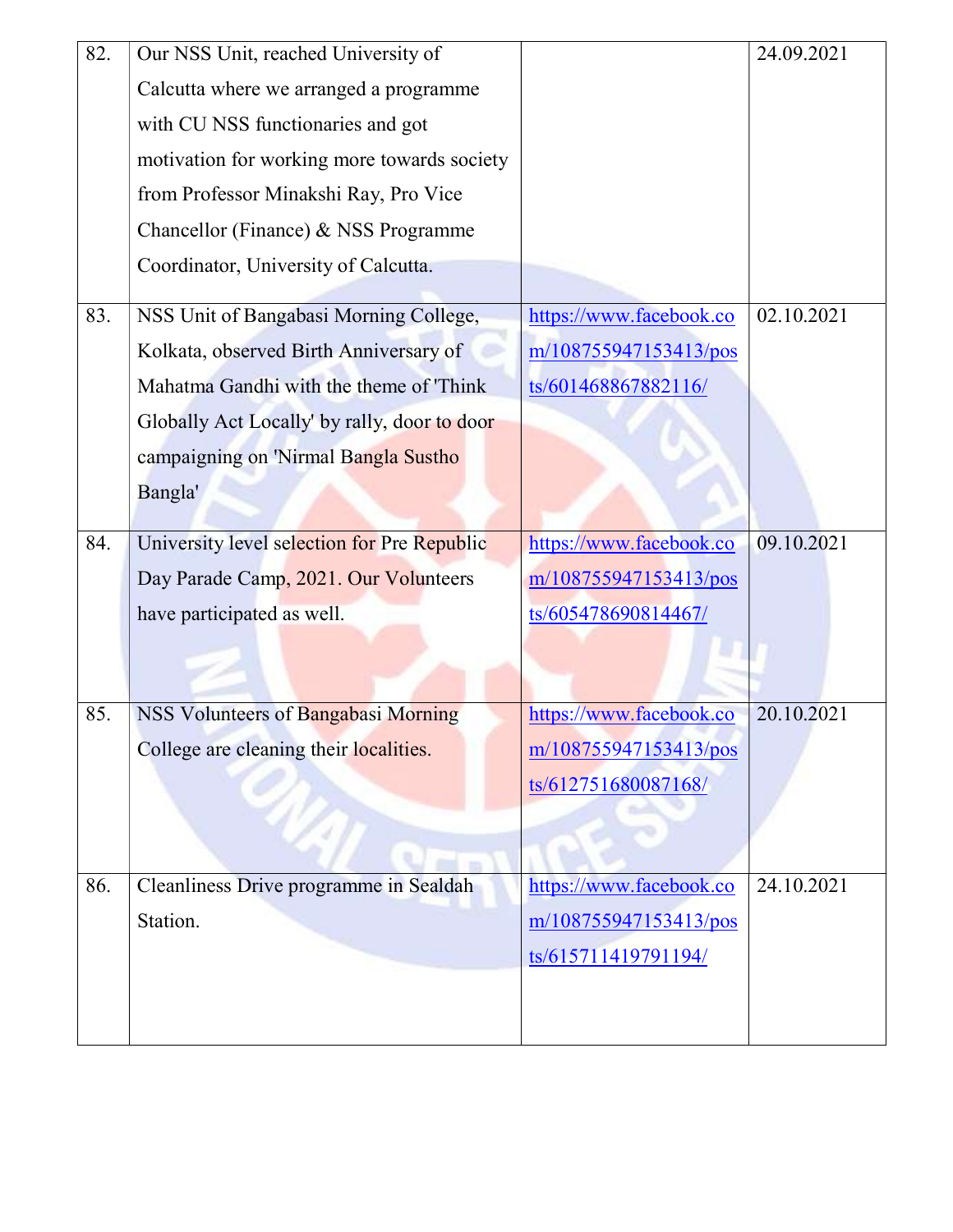| 82. | Our NSS Unit, reached University of Calcutta where we arranged a programme with CU NSS functionaries and got motivation for working more towards society from Professor Minakshi Ray, Pro Vice Chancellor (Finance) & NSS Programme Coordinator, University of Calcutta. | | 24.09.2021 |
|---|---|---|---|
| 83. | NSS Unit of Bangabasi Morning College, Kolkata, observed Birth Anniversary of Mahatma Gandhi with the theme of 'Think Globally Act Locally' by rally, door to door campaigning on 'Nirmal Bangla Sustho Bangla' | https://www.facebook.com/108755947153413/posts/601468867882116/ | 02.10.2021 |
| 84. | University level selection for Pre Republic Day Parade Camp, 2021. Our Volunteers have participated as well. | https://www.facebook.com/108755947153413/posts/605478690814467/ | 09.10.2021 |
| 85. | NSS Volunteers of Bangabasi Morning College are cleaning their localities. | https://www.facebook.com/108755947153413/posts/612751680087168/ | 20.10.2021 |
| 86. | Cleanliness Drive programme in Sealdah Station. | https://www.facebook.com/108755947153413/posts/615711419791194/ | 24.10.2021 |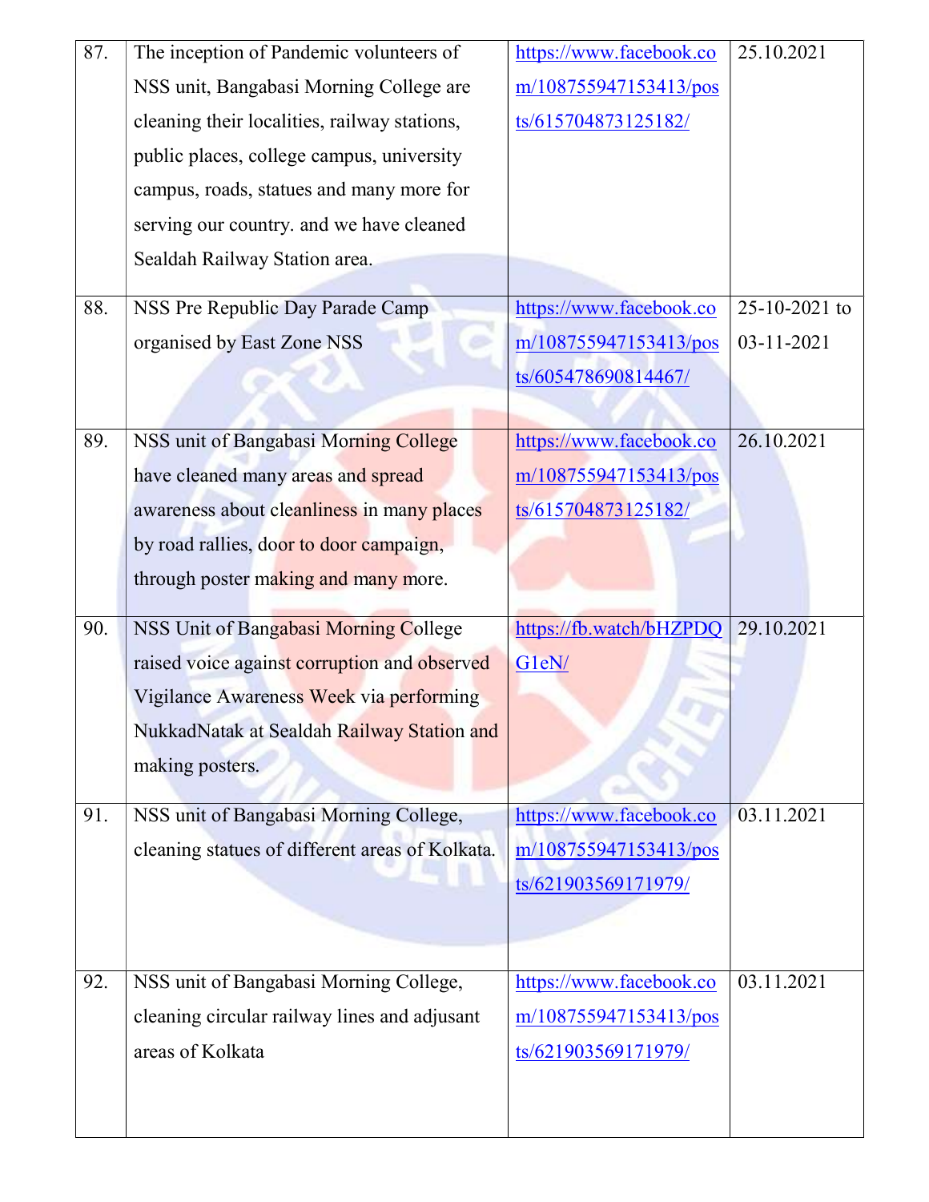| 87. | The inception of Pandemic volunteers of NSS unit, Bangabasi Morning College are cleaning their localities, railway stations, public places, college campus, university campus, roads, statues and many more for serving our country. and we have cleaned Sealdah Railway Station area. | https://www.facebook.com/108755947153413/posts/615704873125182/ | 25.10.2021 |
|---|---|---|---|
| 88. | NSS Pre Republic Day Parade Camp organised by East Zone NSS | https://www.facebook.com/108755947153413/posts/605478690814467/ | 25-10-2021 to 03-11-2021 |
| 89. | NSS unit of Bangabasi Morning College have cleaned many areas and spread awareness about cleanliness in many places by road rallies, door to door campaign, through poster making and many more. | https://www.facebook.com/108755947153413/posts/615704873125182/ | 26.10.2021 |
| 90. | NSS Unit of Bangabasi Morning College raised voice against corruption and observed Vigilance Awareness Week via performing NukkadNatak at Sealdah Railway Station and making posters. | https://fb.watch/bHZPDQG1eN/ | 29.10.2021 |
| 91. | NSS unit of Bangabasi Morning College, cleaning statues of different areas of Kolkata. | https://www.facebook.com/108755947153413/posts/621903569171979/ | 03.11.2021 |
| 92. | NSS unit of Bangabasi Morning College, cleaning circular railway lines and adjusant areas of Kolkata | https://www.facebook.com/108755947153413/posts/621903569171979/ | 03.11.2021 |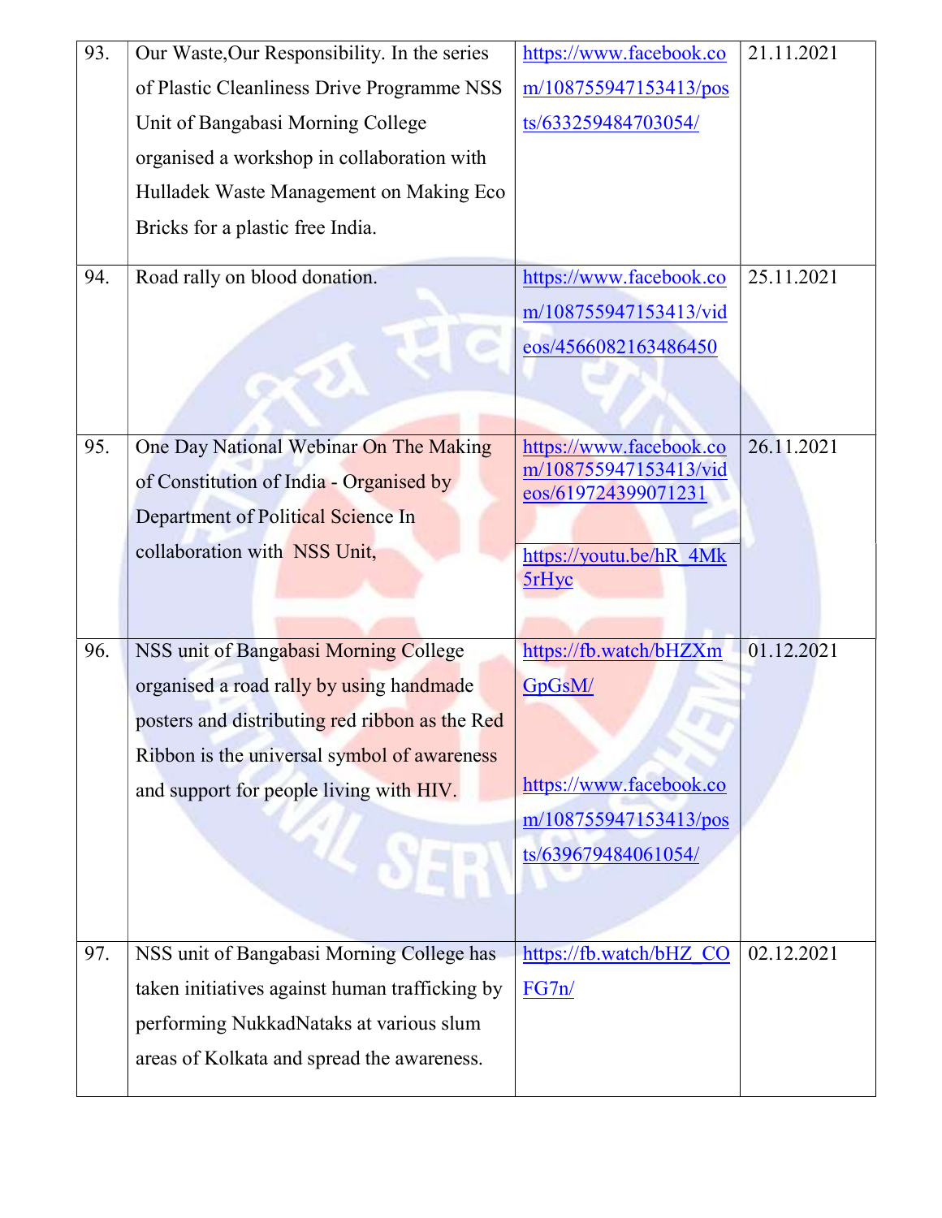| 93. | Our Waste,Our Responsibility. In the series of Plastic Cleanliness Drive Programme NSS Unit of Bangabasi Morning College organised a workshop in collaboration with Hulladek Waste Management on Making Eco Bricks for a plastic free India. | https://www.facebook.com/108755947153413/posts/633259484703054/ | 21.11.2021 |
|---|---|---|---|
| 94. | Road rally on blood donation. | https://www.facebook.com/108755947153413/videos/4566082163486450 | 25.11.2021 |
| 95. | One Day National Webinar On The Making of Constitution of India - Organised by Department of Political Science In collaboration with NSS Unit, | https://www.facebook.com/108755947153413/videos/619724399071231 https://youtu.be/hR_4Mk5rHyc | 26.11.2021 |
| 96. | NSS unit of Bangabasi Morning College organised a road rally by using handmade posters and distributing red ribbon as the Red Ribbon is the universal symbol of awareness and support for people living with HIV. | https://fb.watch/bHZXmGpGsM/ https://www.facebook.com/108755947153413/posts/639679484061054/ | 01.12.2021 |
| 97. | NSS unit of Bangabasi Morning College has taken initiatives against human trafficking by performing NukkadNataks at various slum areas of Kolkata and spread the awareness. | https://fb.watch/bHZ_COFG7n/ | 02.12.2021 |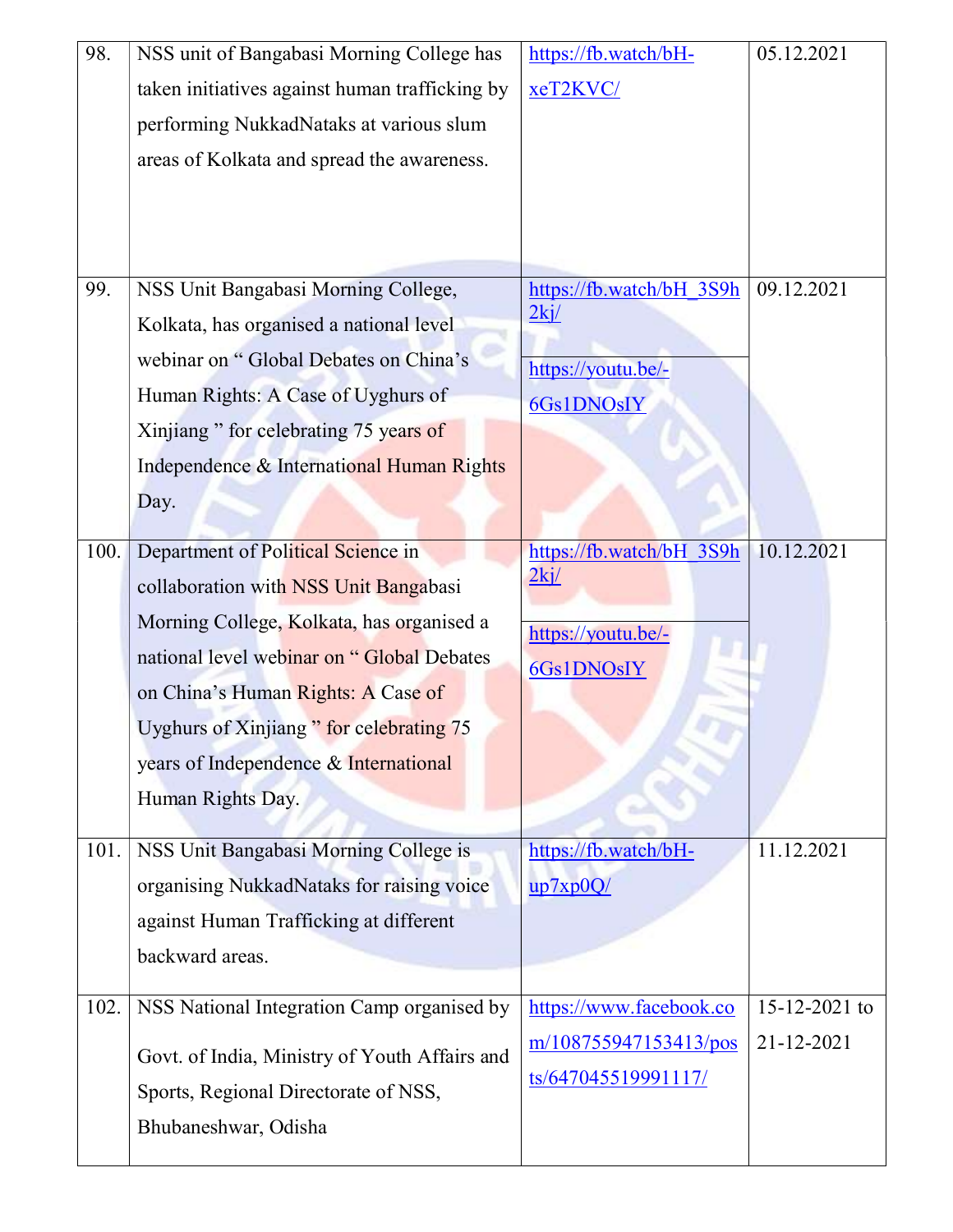| | | | |
|---|---|---|---|
| 98. | NSS unit of Bangabasi Morning College has taken initiatives against human trafficking by performing NukkadNataks at various slum areas of Kolkata and spread the awareness. | https://fb.watch/bH-xeT2KVC/ | 05.12.2021 |
| 99. | NSS Unit Bangabasi Morning College, Kolkata, has organised a national level webinar on " Global Debates on China's Human Rights: A Case of Uyghurs of Xinjiang " for celebrating 75 years of Independence & International Human Rights Day. | https://fb.watch/bH_3S9h2kj/ <br> https://youtu.be/-6Gs1DNOsIY | 09.12.2021 |
| 100. | Department of Political Science in collaboration with NSS Unit Bangabasi Morning College, Kolkata, has organised a national level webinar on " Global Debates on China's Human Rights: A Case of Uyghurs of Xinjiang " for celebrating 75 years of Independence & International Human Rights Day. | https://fb.watch/bH_3S9h2kj/ <br> https://youtu.be/-6Gs1DNOsIY | 10.12.2021 |
| 101. | NSS Unit Bangabasi Morning College is organising NukkadNataks for raising voice against Human Trafficking at different backward areas. | https://fb.watch/bH-up7xp0Q/ | 11.12.2021 |
| 102. | NSS National Integration Camp organised by Govt. of India, Ministry of Youth Affairs and Sports, Regional Directorate of NSS, Bhubaneshwar, Odisha | https://www.facebook.com/108755947153413/posts/647045519991117/ | 15-12-2021 to 21-12-2021 |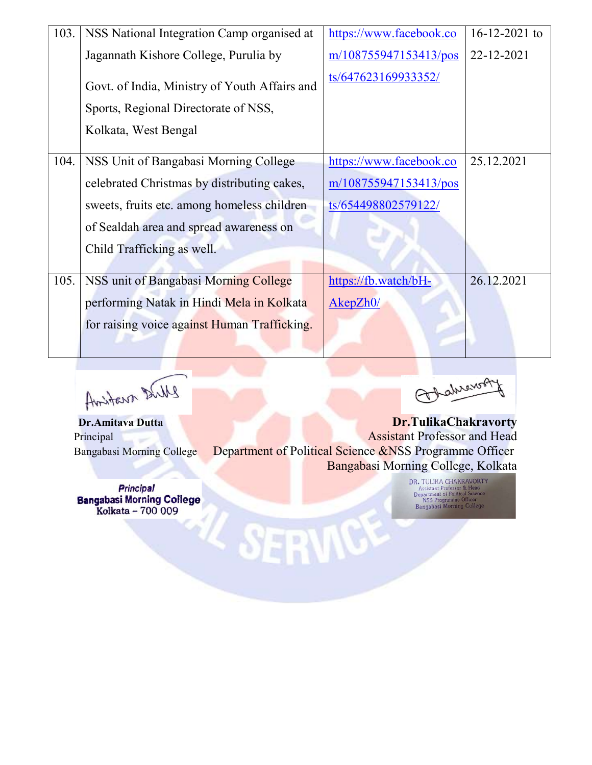| | | | |
|---|---|---|---|
| 103. | NSS National Integration Camp organised at Jagannath Kishore College, Purulia by Govt. of India, Ministry of Youth Affairs and Sports, Regional Directorate of NSS, Kolkata, West Bengal | https://www.facebook.com/108755947153413/posts/647623169933352/ | 16-12-2021 to 22-12-2021 |
| 104. | NSS Unit of Bangabasi Morning College celebrated Christmas by distributing cakes, sweets, fruits etc. among homeless children of Sealdah area and spread awareness on Child Trafficking as well. | https://www.facebook.com/108755947153413/posts/654498802579122/ | 25.12.2021 |
| 105. | NSS unit of Bangabasi Morning College performing Natak in Hindi Mela in Kolkata for raising voice against Human Trafficking. | https://fb.watch/bH-AkepZh0/ | 26.12.2021 |

**Dr.Amitava Dutta**
Principal
Bangabasi Morning College

Principal
Bangabasi Morning College
Kolkata – 700 009

**Dr.TulikaChakravorty**
Assistant Professor and Head
Department of Political Science &NSS Programme Officer
Bangabasi Morning College, Kolkata

DR. TULIKA CHAKRAVORTY
Assistant Professor & Head
Department of Political Science
NSS Programme Officer
Bangabasi Morning College